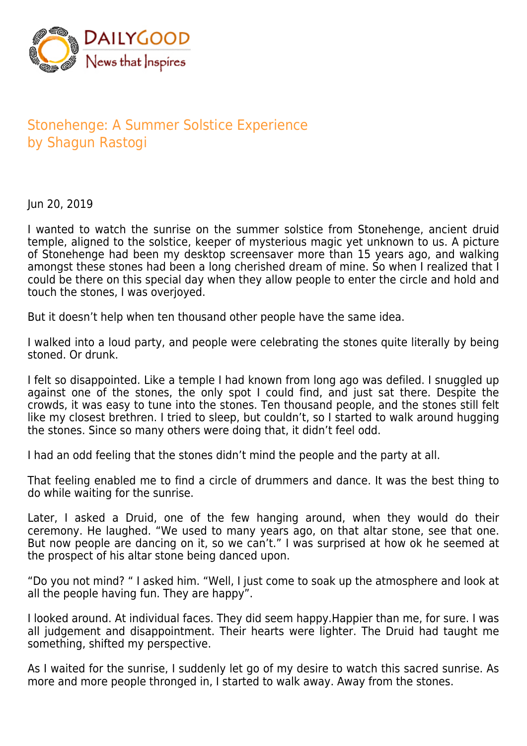# Stonehenge: A Summer Solstice Experience
## by Shagun Rastogi

Jun 20, 2019

I wanted to watch the sunrise on the summer solstice from Stonehenge, ancient druid temple, aligned to the solstice, keeper of mysterious magic yet unknown to us. A picture of Stonehenge had been my desktop screensaver more than 15 years ago, and walking amongst these stones had been a long cherished dream of mine. So when I realized that I could be there on this special day when they allow people to enter the circle and hold and touch the stones, I was overjoyed.

But it doesn't help when ten thousand other people have the same idea.

I walked into a loud party, and people were celebrating the stones quite literally by being stoned. Or drunk.

I felt so disappointed. Like a temple I had known from long ago was defiled. I snuggled up against one of the stones, the only spot I could find, and just sat there. Despite the crowds, it was easy to tune into the stones. Ten thousand people, and the stones still felt like my closest brethren. I tried to sleep, but couldn't, so I started to walk around hugging the stones. Since so many others were doing that, it didn't feel odd.

I had an odd feeling that the stones didn't mind the people and the party at all.

That feeling enabled me to find a circle of drummers and dance. It was the best thing to do while waiting for the sunrise.

Later, I asked a Druid, one of the few hanging around, when they would do their ceremony. He laughed. "We used to many years ago, on that altar stone, see that one. But now people are dancing on it, so we can't." I was surprised at how ok he seemed at the prospect of his altar stone being danced upon.

"Do you not mind? " I asked him. "Well, I just come to soak up the atmosphere and look at all the people having fun. They are happy".

I looked around. At individual faces. They did seem happy.Happier than me, for sure. I was all judgement and disappointment. Their hearts were lighter. The Druid had taught me something, shifted my perspective.

As I waited for the sunrise, I suddenly let go of my desire to watch this sacred sunrise. As more and more people thronged in, I started to walk away. Away from the stones.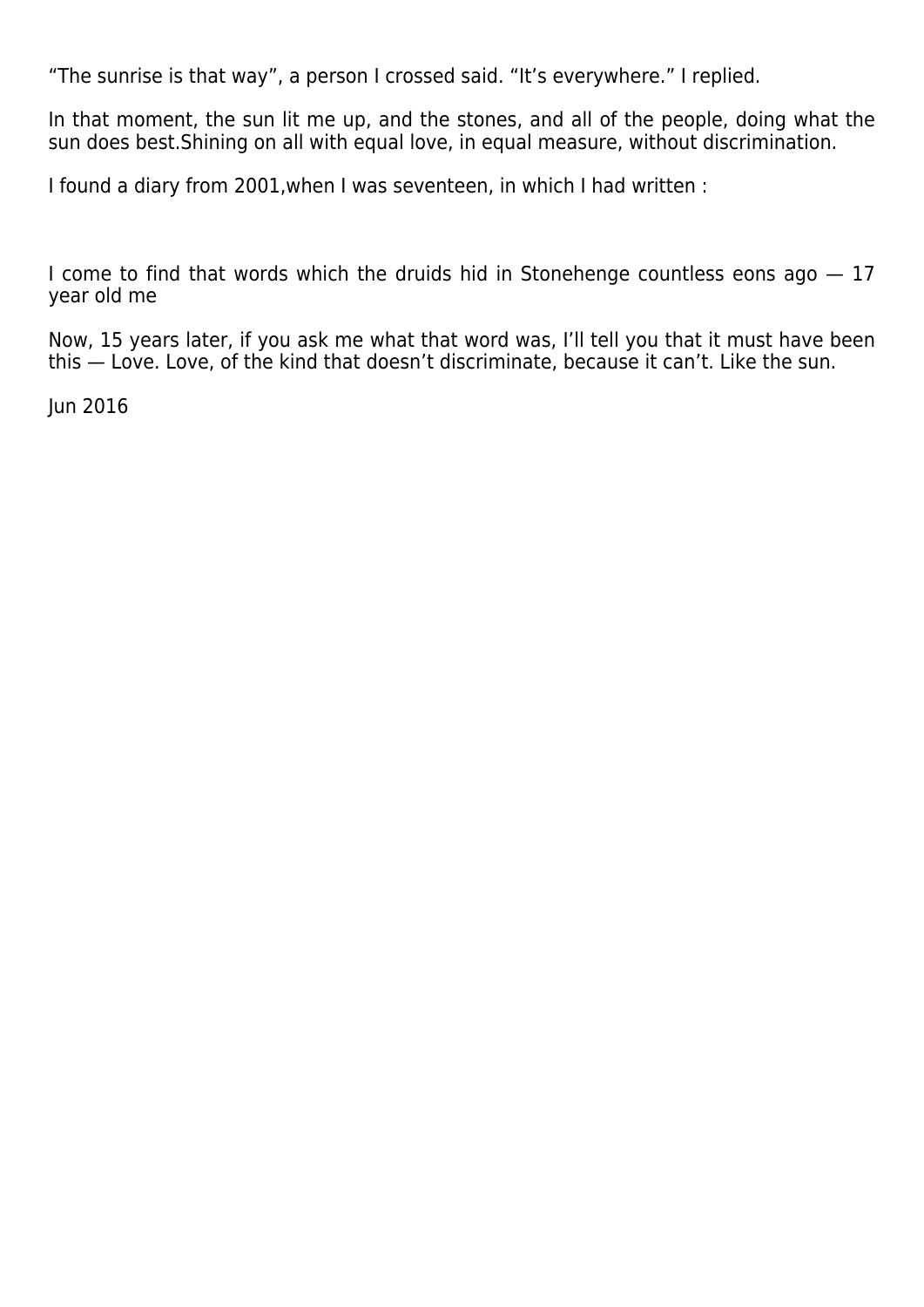“The sunrise is that way”, a person I crossed said. “It’s everywhere.” I replied.

In that moment, the sun lit me up, and the stones, and all of the people, doing what the sun does best.Shining on all with equal love, in equal measure, without discrimination.

I found a diary from 2001,when I was seventeen, in which I had written :

I come to find that words which the druids hid in Stonehenge countless eons ago — 17 year old me

Now, 15 years later, if you ask me what that word was, I’ll tell you that it must have been this — Love. Love, of the kind that doesn’t discriminate, because it can’t. Like the sun.

Jun 2016